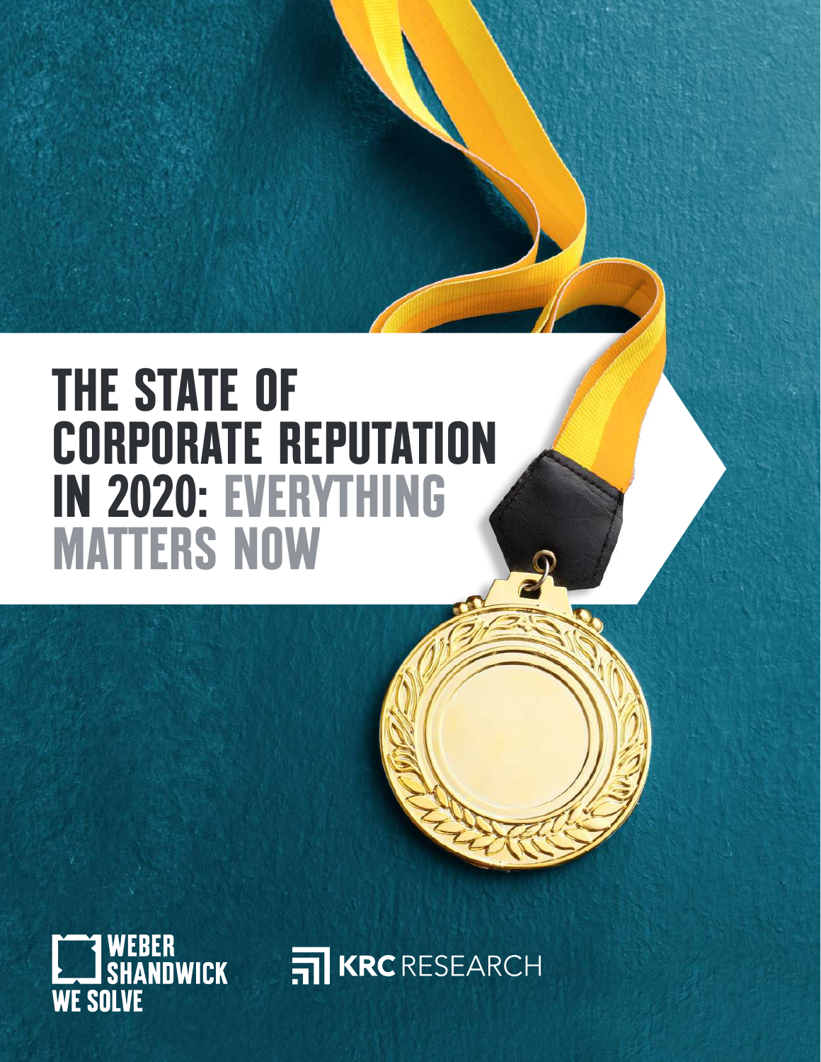# THE STATE OF CORPORATE REPUTATION IN 2020: EVERYTHING MATTERS NOW

WEBER SHANDWICK
WE SOLVE

KRC RESEARCH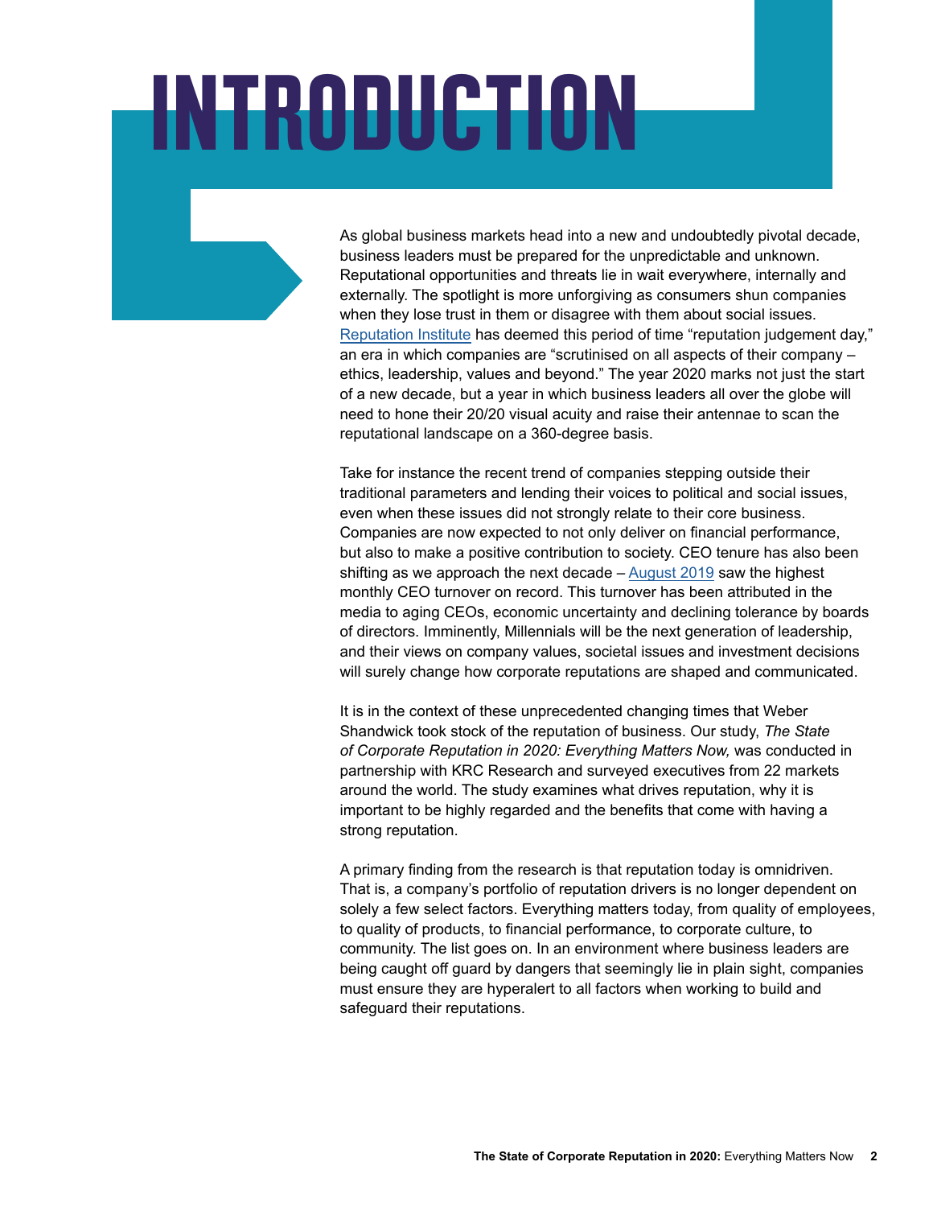# INTRODUCTION

As global business markets head into a new and undoubtedly pivotal decade, business leaders must be prepared for the unpredictable and unknown. Reputational opportunities and threats lie in wait everywhere, internally and externally. The spotlight is more unforgiving as consumers shun companies when they lose trust in them or disagree with them about social issues. Reputation Institute has deemed this period of time "reputation judgement day," an era in which companies are "scrutinised on all aspects of their company – ethics, leadership, values and beyond." The year 2020 marks not just the start of a new decade, but a year in which business leaders all over the globe will need to hone their 20/20 visual acuity and raise their antennae to scan the reputational landscape on a 360-degree basis.

Take for instance the recent trend of companies stepping outside their traditional parameters and lending their voices to political and social issues, even when these issues did not strongly relate to their core business. Companies are now expected to not only deliver on financial performance, but also to make a positive contribution to society. CEO tenure has also been shifting as we approach the next decade – August 2019 saw the highest monthly CEO turnover on record. This turnover has been attributed in the media to aging CEOs, economic uncertainty and declining tolerance by boards of directors. Imminently, Millennials will be the next generation of leadership, and their views on company values, societal issues and investment decisions will surely change how corporate reputations are shaped and communicated.

It is in the context of these unprecedented changing times that Weber Shandwick took stock of the reputation of business. Our study, *The State of Corporate Reputation in 2020: Everything Matters Now,* was conducted in partnership with KRC Research and surveyed executives from 22 markets around the world. The study examines what drives reputation, why it is important to be highly regarded and the benefits that come with having a strong reputation.

A primary finding from the research is that reputation today is omnidriven. That is, a company's portfolio of reputation drivers is no longer dependent on solely a few select factors. Everything matters today, from quality of employees, to quality of products, to financial performance, to corporate culture, to community. The list goes on. In an environment where business leaders are being caught off guard by dangers that seemingly lie in plain sight, companies must ensure they are hyperalert to all factors when working to build and safeguard their reputations.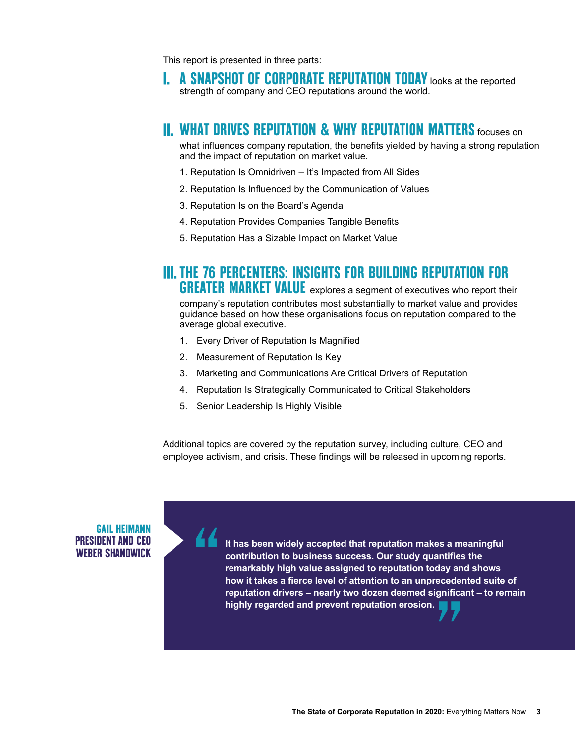This report is presented in three parts:

**I. A SNAPSHOT OF CORPORATE REPUTATION TODAY** looks at the reported strength of company and CEO reputations around the world.

**II. WHAT DRIVES REPUTATION & WHY REPUTATION MATTERS** focuses on what influences company reputation, the benefits yielded by having a strong reputation and the impact of reputation on market value.

1. Reputation Is Omnidriven – It's Impacted from All Sides
2. Reputation Is Influenced by the Communication of Values
3. Reputation Is on the Board's Agenda
4. Reputation Provides Companies Tangible Benefits
5. Reputation Has a Sizable Impact on Market Value

**III. THE 76 PERCENTERS: INSIGHTS FOR BUILDING REPUTATION FOR GREATER MARKET VALUE** explores a segment of executives who report their company's reputation contributes most substantially to market value and provides guidance based on how these organisations focus on reputation compared to the average global executive.

1. Every Driver of Reputation Is Magnified
2. Measurement of Reputation Is Key
3. Marketing and Communications Are Critical Drivers of Reputation
4. Reputation Is Strategically Communicated to Critical Stakeholders
5. Senior Leadership Is Highly Visible

Additional topics are covered by the reputation survey, including culture, CEO and employee activism, and crisis. These findings will be released in upcoming reports.

**GAIL HEIMANN**
**PRESIDENT AND CEO**
**WEBER SHANDWICK**

> **"It has been widely accepted that reputation makes a meaningful contribution to business success. Our study quantifies the remarkably high value assigned to reputation today and shows how it takes a fierce level of attention to an unprecedented suite of reputation drivers – nearly two dozen deemed significant – to remain highly regarded and prevent reputation erosion."**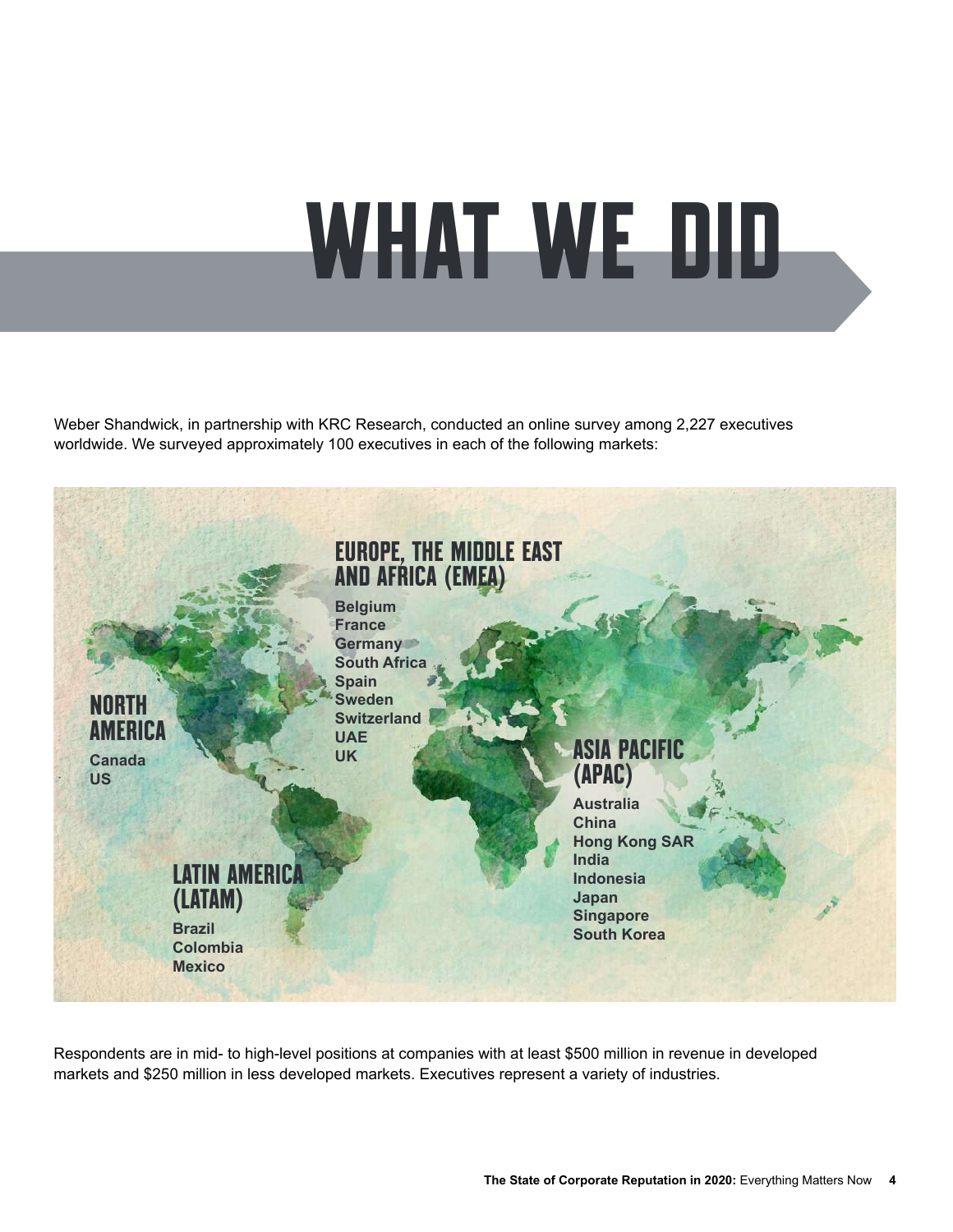# WHAT WE DID

Weber Shandwick, in partnership with KRC Research, conducted an online survey among 2,227 executives worldwide. We surveyed approximately 100 executives in each of the following markets:

## NORTH AMERICA

- Canada
- US

## EUROPE, THE MIDDLE EAST AND AFRICA (EMEA)

- Belgium
- France
- Germany
- South Africa
- Spain
- Sweden
- Switzerland
- UAE
- UK

## LATIN AMERICA (LATAM)

- Brazil
- Colombia
- Mexico

## ASIA PACIFIC (APAC)

- Australia
- China
- Hong Kong SAR
- India
- Indonesia
- Japan
- Singapore
- South Korea

Respondents are in mid- to high-level positions at companies with at least $500 million in revenue in developed markets and $250 million in less developed markets. Executives represent a variety of industries.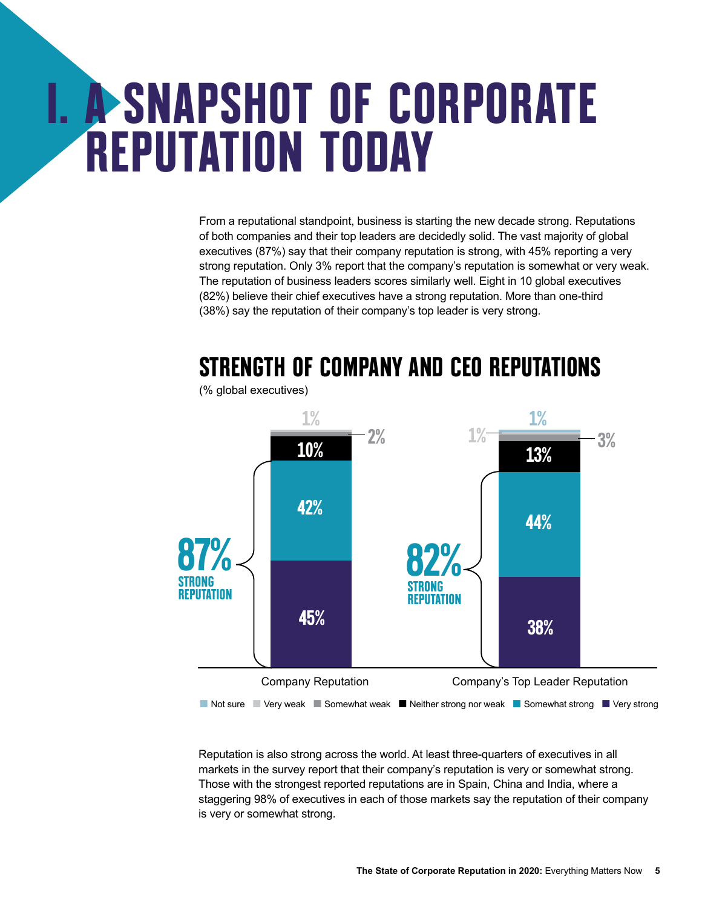# I. A SNAPSHOT OF CORPORATE REPUTATION TODAY

From a reputational standpoint, business is starting the new decade strong. Reputations of both companies and their top leaders are decidedly solid. The vast majority of global executives (87%) say that their company reputation is strong, with 45% reporting a very strong reputation. Only 3% report that the company's reputation is somewhat or very weak. The reputation of business leaders scores similarly well. Eight in 10 global executives (82%) believe their chief executives have a strong reputation. More than one-third (38%) say the reputation of their company's top leader is very strong.

## STRENGTH OF COMPANY AND CEO REPUTATIONS

(% global executives)

| | Company Reputation | Company's Top Leader Reputation |
|---|---|---|
| Not sure | | 1% |
| Very weak | 1% | 1% |
| Somewhat weak | 2% | 3% |
| Neither strong nor weak | 10% | 13% |
| Somewhat strong | 42% | 44% |
| Very strong | 45% | 38% |
| **Strong reputation** | **87%** | **82%** |

Reputation is also strong across the world. At least three-quarters of executives in all markets in the survey report that their company's reputation is very or somewhat strong. Those with the strongest reported reputations are in Spain, China and India, where a staggering 98% of executives in each of those markets say the reputation of their company is very or somewhat strong.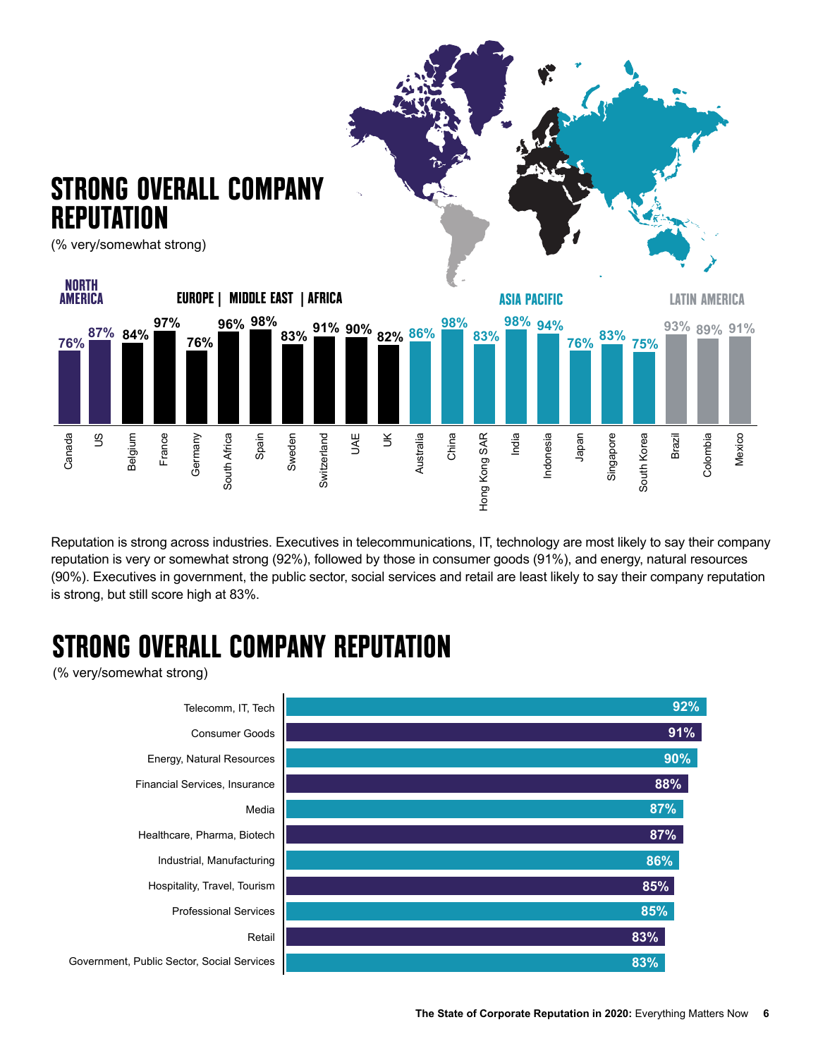## STRONG OVERALL COMPANY REPUTATION

(% very/somewhat strong)

| Region | Country | % |
|---|---|---|
| North America | Canada | 76% |
| North America | US | 87% |
| Europe / Middle East / Africa | Belgium | 84% |
| Europe / Middle East / Africa | France | 97% |
| Europe / Middle East / Africa | Germany | 76% |
| Europe / Middle East / Africa | South Africa | 96% |
| Europe / Middle East / Africa | Spain | 98% |
| Europe / Middle East / Africa | Sweden | 83% |
| Europe / Middle East / Africa | Switzerland | 91% |
| Europe / Middle East / Africa | UAE | 90% |
| Europe / Middle East / Africa | UK | 82% |
| Asia Pacific | Australia | 86% |
| Asia Pacific | China | 98% |
| Asia Pacific | Hong Kong SAR | 83% |
| Asia Pacific | India | 98% |
| Asia Pacific | Indonesia | 94% |
| Asia Pacific | Japan | 76% |
| Asia Pacific | Singapore | 83% |
| Asia Pacific | South Korea | 75% |
| Latin America | Brazil | 93% |
| Latin America | Colombia | 89% |
| Latin America | Mexico | 91% |

Reputation is strong across industries. Executives in telecommunications, IT, technology are most likely to say their company reputation is very or somewhat strong (92%), followed by those in consumer goods (91%), and energy, natural resources (90%). Executives in government, the public sector, social services and retail are least likely to say their company reputation is strong, but still score high at 83%.

## STRONG OVERALL COMPANY REPUTATION

(% very/somewhat strong)

| Industry | % |
|---|---|
| Telecomm, IT, Tech | 92% |
| Consumer Goods | 91% |
| Energy, Natural Resources | 90% |
| Financial Services, Insurance | 88% |
| Media | 87% |
| Healthcare, Pharma, Biotech | 87% |
| Industrial, Manufacturing | 86% |
| Hospitality, Travel, Tourism | 85% |
| Professional Services | 85% |
| Retail | 83% |
| Government, Public Sector, Social Services | 83% |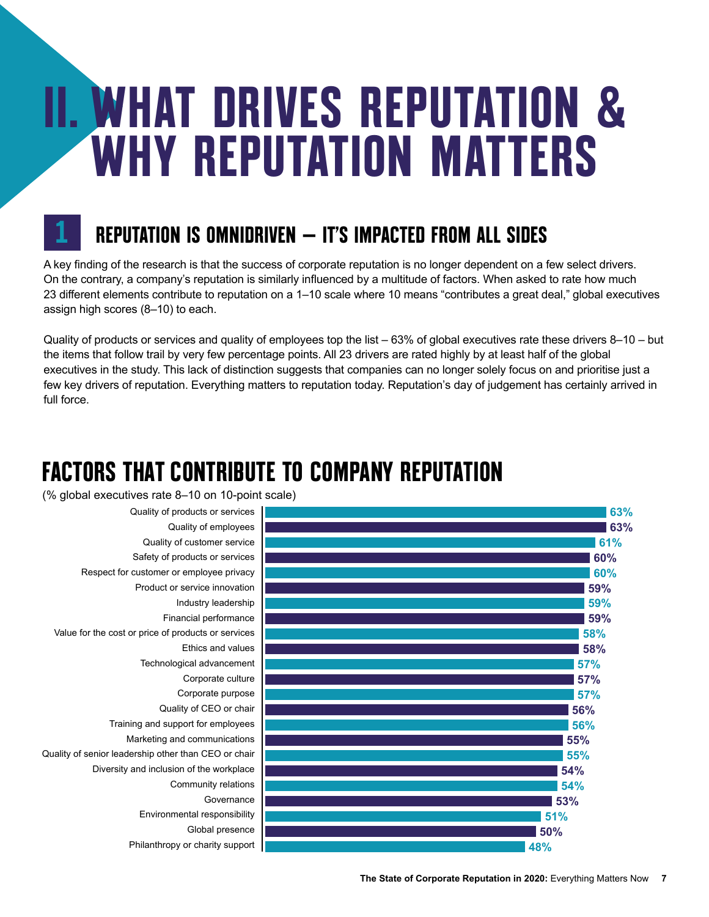# II. WHAT DRIVES REPUTATION & WHY REPUTATION MATTERS

## 1 REPUTATION IS OMNIDRIVEN – IT'S IMPACTED FROM ALL SIDES

A key finding of the research is that the success of corporate reputation is no longer dependent on a few select drivers. On the contrary, a company's reputation is similarly influenced by a multitude of factors. When asked to rate how much 23 different elements contribute to reputation on a 1–10 scale where 10 means "contributes a great deal," global executives assign high scores (8–10) to each.

Quality of products or services and quality of employees top the list – 63% of global executives rate these drivers 8–10 – but the items that follow trail by very few percentage points. All 23 drivers are rated highly by at least half of the global executives in the study. This lack of distinction suggests that companies can no longer solely focus on and prioritise just a few key drivers of reputation. Everything matters to reputation today. Reputation's day of judgement has certainly arrived in full force.

## FACTORS THAT CONTRIBUTE TO COMPANY REPUTATION

(% global executives rate 8–10 on 10-point scale)

| Factor | % |
| --- | --- |
| Quality of products or services | 63% |
| Quality of employees | 63% |
| Quality of customer service | 61% |
| Safety of products or services | 60% |
| Respect for customer or employee privacy | 60% |
| Product or service innovation | 59% |
| Industry leadership | 59% |
| Financial performance | 59% |
| Value for the cost or price of products or services | 58% |
| Ethics and values | 58% |
| Technological advancement | 57% |
| Corporate culture | 57% |
| Corporate purpose | 57% |
| Quality of CEO or chair | 56% |
| Training and support for employees | 56% |
| Marketing and communications | 55% |
| Quality of senior leadership other than CEO or chair | 55% |
| Diversity and inclusion of the workplace | 54% |
| Community relations | 54% |
| Governance | 53% |
| Environmental responsibility | 51% |
| Global presence | 50% |
| Philanthropy or charity support | 48% |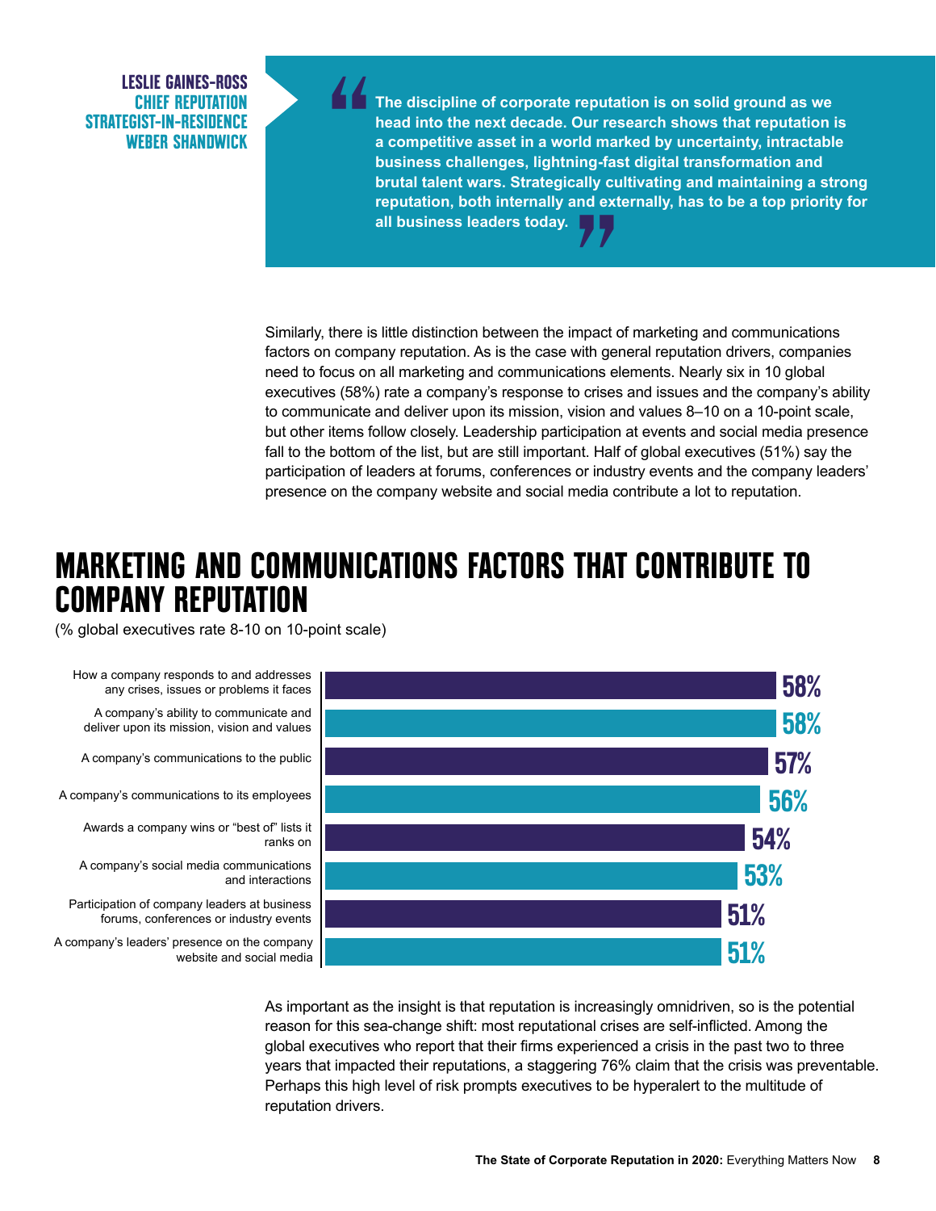**LESLIE GAINES-ROSS**
**CHIEF REPUTATION STRATEGIST-IN-RESIDENCE**
**WEBER SHANDWICK**

> **"The discipline of corporate reputation is on solid ground as we head into the next decade. Our research shows that reputation is a competitive asset in a world marked by uncertainty, intractable business challenges, lightning-fast digital transformation and brutal talent wars. Strategically cultivating and maintaining a strong reputation, both internally and externally, has to be a top priority for all business leaders today."**

Similarly, there is little distinction between the impact of marketing and communications factors on company reputation. As is the case with general reputation drivers, companies need to focus on all marketing and communications elements. Nearly six in 10 global executives (58%) rate a company's response to crises and issues and the company's ability to communicate and deliver upon its mission, vision and values 8–10 on a 10-point scale, but other items follow closely. Leadership participation at events and social media presence fall to the bottom of the list, but are still important. Half of global executives (51%) say the participation of leaders at forums, conferences or industry events and the company leaders' presence on the company website and social media contribute a lot to reputation.

## MARKETING AND COMMUNICATIONS FACTORS THAT CONTRIBUTE TO COMPANY REPUTATION

(% global executives rate 8-10 on 10-point scale)

| Factor | % |
|---|---|
| How a company responds to and addresses any crises, issues or problems it faces | 58% |
| A company's ability to communicate and deliver upon its mission, vision and values | 58% |
| A company's communications to the public | 57% |
| A company's communications to its employees | 56% |
| Awards a company wins or "best of" lists it ranks on | 54% |
| A company's social media communications and interactions | 53% |
| Participation of company leaders at business forums, conferences or industry events | 51% |
| A company's leaders' presence on the company website and social media | 51% |

As important as the insight is that reputation is increasingly omnidriven, so is the potential reason for this sea-change shift: most reputational crises are self-inflicted. Among the global executives who report that their firms experienced a crisis in the past two to three years that impacted their reputations, a staggering 76% claim that the crisis was preventable. Perhaps this high level of risk prompts executives to be hyperalert to the multitude of reputation drivers.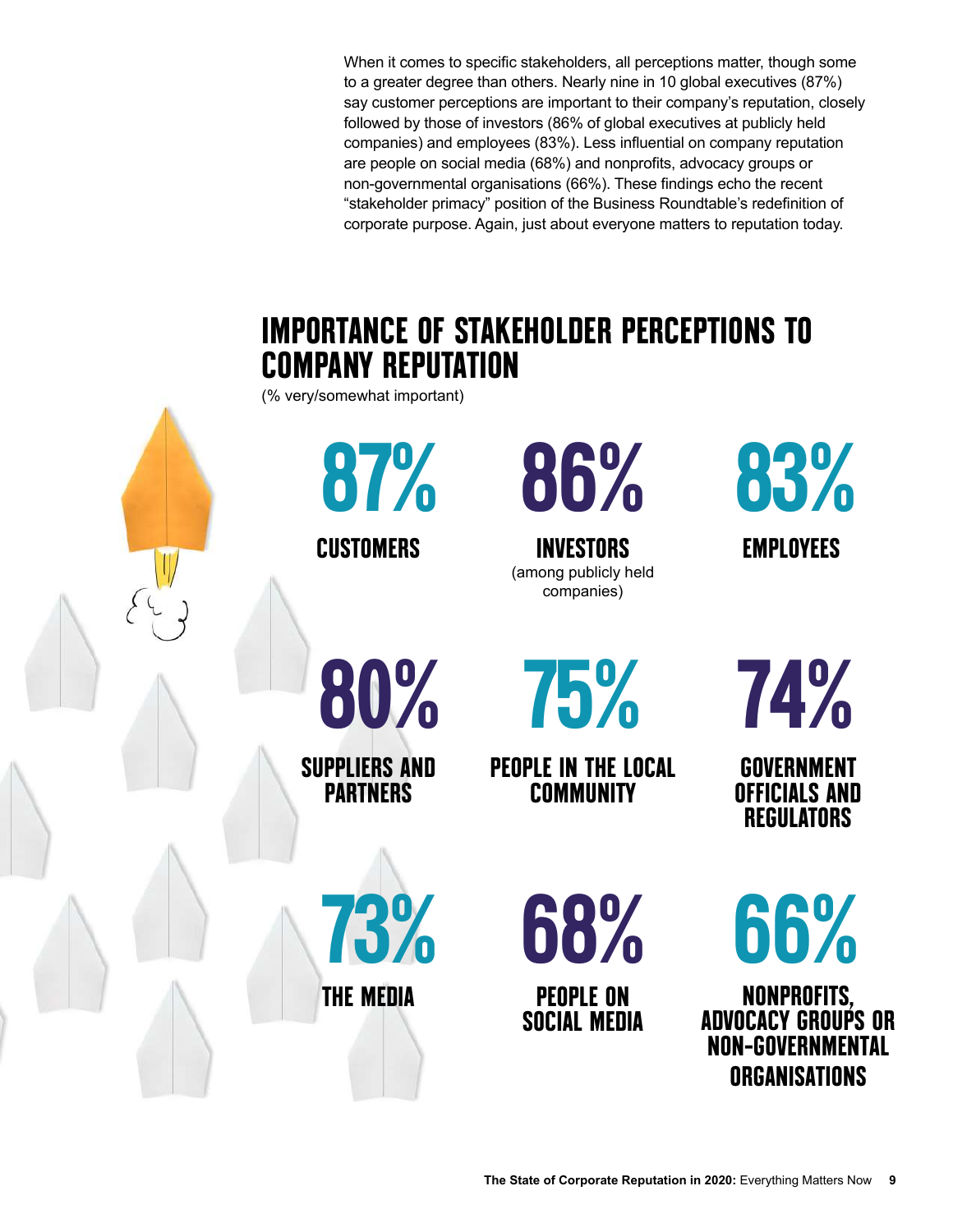When it comes to specific stakeholders, all perceptions matter, though some to a greater degree than others. Nearly nine in 10 global executives (87%) say customer perceptions are important to their company's reputation, closely followed by those of investors (86% of global executives at publicly held companies) and employees (83%). Less influential on company reputation are people on social media (68%) and nonprofits, advocacy groups or non-governmental organisations (66%). These findings echo the recent "stakeholder primacy" position of the Business Roundtable's redefinition of corporate purpose. Again, just about everyone matters to reputation today.

## IMPORTANCE OF STAKEHOLDER PERCEPTIONS TO COMPANY REPUTATION

(% very/somewhat important)

**87%**
CUSTOMERS

**86%**
INVESTORS
(among publicly held companies)

**83%**
EMPLOYEES

**80%**
SUPPLIERS AND PARTNERS

**75%**
PEOPLE IN THE LOCAL COMMUNITY

**74%**
GOVERNMENT OFFICIALS AND REGULATORS

**73%**
THE MEDIA

**68%**
PEOPLE ON SOCIAL MEDIA

**66%**
NONPROFITS, ADVOCACY GROUPS OR NON-GOVERNMENTAL ORGANISATIONS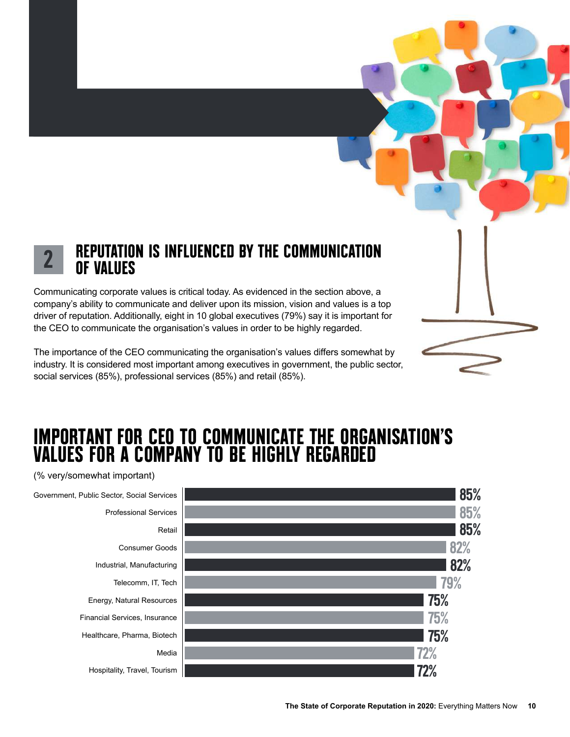## 2 REPUTATION IS INFLUENCED BY THE COMMUNICATION OF VALUES

Communicating corporate values is critical today. As evidenced in the section above, a company's ability to communicate and deliver upon its mission, vision and values is a top driver of reputation. Additionally, eight in 10 global executives (79%) say it is important for the CEO to communicate the organisation's values in order to be highly regarded.

The importance of the CEO communicating the organisation's values differs somewhat by industry. It is considered most important among executives in government, the public sector, social services (85%), professional services (85%) and retail (85%).

## IMPORTANT FOR CEO TO COMMUNICATE THE ORGANISATION'S VALUES FOR A COMPANY TO BE HIGHLY REGARDED

(% very/somewhat important)

| Industry | % |
|---|---|
| Government, Public Sector, Social Services | 85% |
| Professional Services | 85% |
| Retail | 85% |
| Consumer Goods | 82% |
| Industrial, Manufacturing | 82% |
| Telecomm, IT, Tech | 79% |
| Energy, Natural Resources | 75% |
| Financial Services, Insurance | 75% |
| Healthcare, Pharma, Biotech | 75% |
| Media | 72% |
| Hospitality, Travel, Tourism | 72% |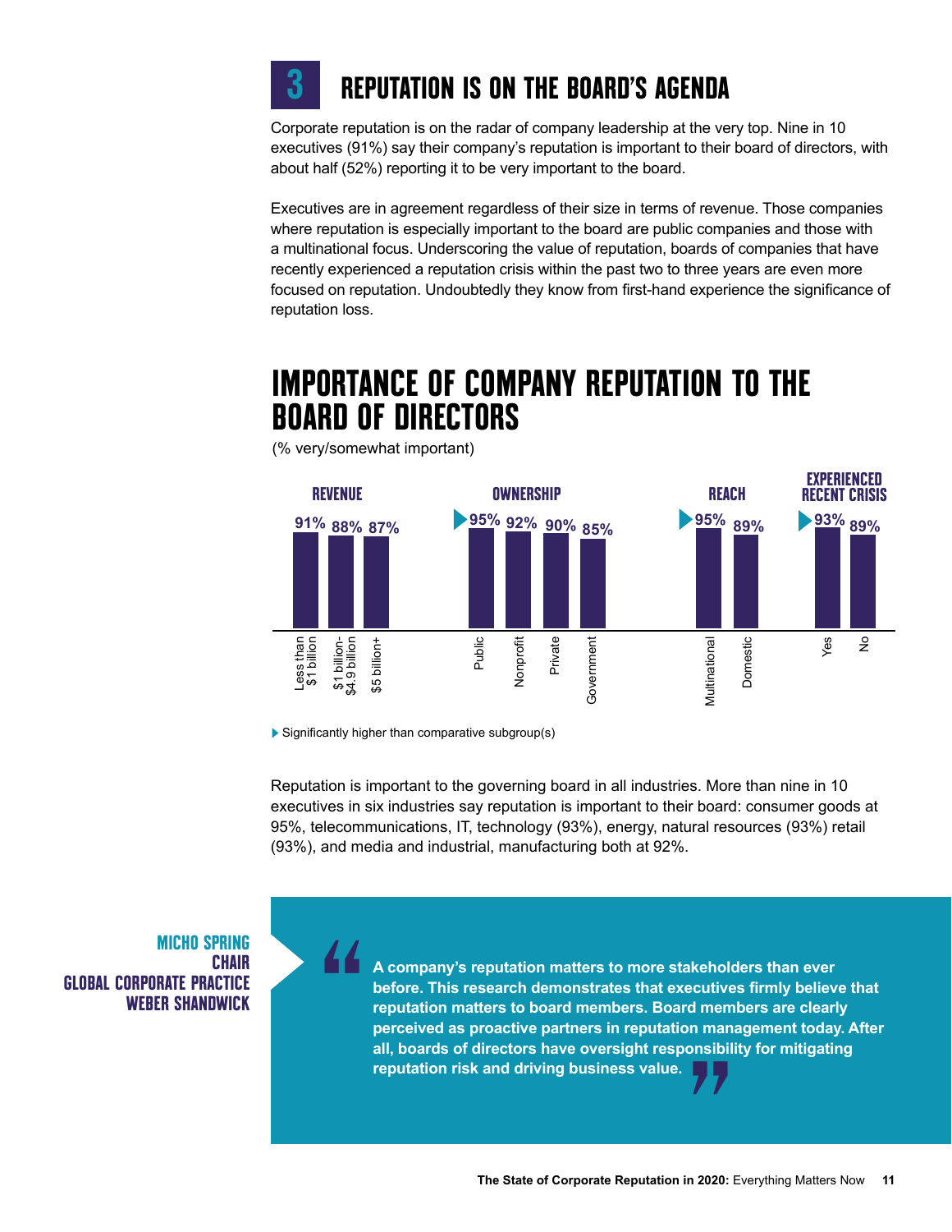# 3 REPUTATION IS ON THE BOARD'S AGENDA

Corporate reputation is on the radar of company leadership at the very top. Nine in 10 executives (91%) say their company's reputation is important to their board of directors, with about half (52%) reporting it to be very important to the board.

Executives are in agreement regardless of their size in terms of revenue. Those companies where reputation is especially important to the board are public companies and those with a multinational focus. Underscoring the value of reputation, boards of companies that have recently experienced a reputation crisis within the past two to three years are even more focused on reputation. Undoubtedly they know from first-hand experience the significance of reputation loss.

## IMPORTANCE OF COMPANY REPUTATION TO THE BOARD OF DIRECTORS

(% very/somewhat important)

| Category | Subgroup | % |
|---|---|---|
| REVENUE | Less than $1 billion | 91% |
| | $1 billion-$4.9 billion | 88% |
| | $5 billion+ | 87% |
| OWNERSHIP | Public | ▶95% |
| | Nonprofit | 92% |
| | Private | 90% |
| | Government | 85% |
| REACH | Multinational | ▶95% |
| | Domestic | 89% |
| EXPERIENCED RECENT CRISIS | Yes | ▶93% |
| | No | 89% |

▶ Significantly higher than comparative subgroup(s)

Reputation is important to the governing board in all industries. More than nine in 10 executives in six industries say reputation is important to their board: consumer goods at 95%, telecommunications, IT, technology (93%), energy, natural resources (93%) retail (93%), and media and industrial, manufacturing both at 92%.

**MICHO SPRING**
**CHAIR**
**GLOBAL CORPORATE PRACTICE**
**WEBER SHANDWICK**

> **"A company's reputation matters to more stakeholders than ever before. This research demonstrates that executives firmly believe that reputation matters to board members. Board members are clearly perceived as proactive partners in reputation management today. After all, boards of directors have oversight responsibility for mitigating reputation risk and driving business value."**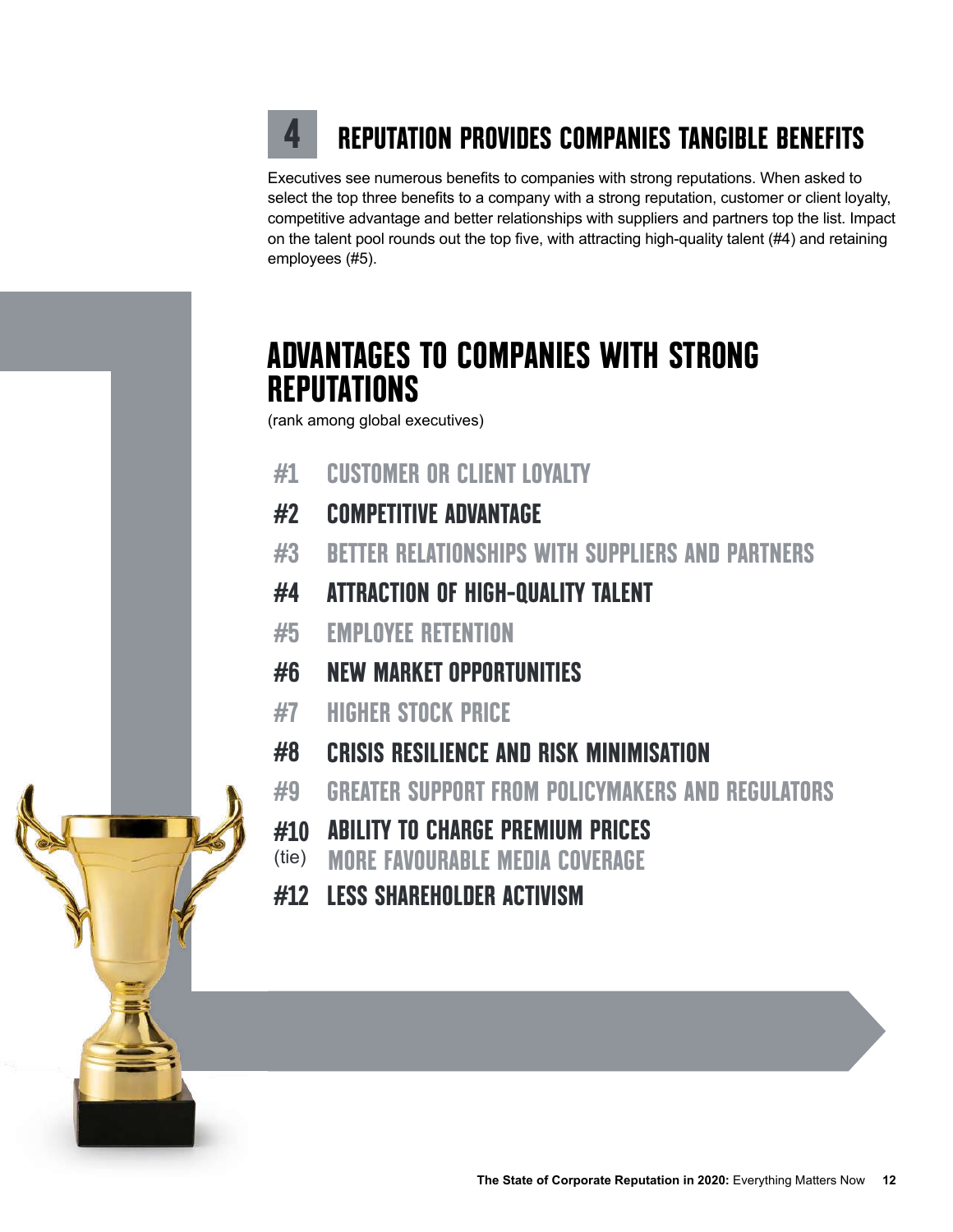## 4 REPUTATION PROVIDES COMPANIES TANGIBLE BENEFITS

Executives see numerous benefits to companies with strong reputations. When asked to select the top three benefits to a company with a strong reputation, customer or client loyalty, competitive advantage and better relationships with suppliers and partners top the list. Impact on the talent pool rounds out the top five, with attracting high-quality talent (#4) and retaining employees (#5).

## ADVANTAGES TO COMPANIES WITH STRONG REPUTATIONS

(rank among global executives)

- #1 CUSTOMER OR CLIENT LOYALTY
- #2 COMPETITIVE ADVANTAGE
- #3 BETTER RELATIONSHIPS WITH SUPPLIERS AND PARTNERS
- #4 ATTRACTION OF HIGH-QUALITY TALENT
- #5 EMPLOYEE RETENTION
- #6 NEW MARKET OPPORTUNITIES
- #7 HIGHER STOCK PRICE
- #8 CRISIS RESILIENCE AND RISK MINIMISATION
- #9 GREATER SUPPORT FROM POLICYMAKERS AND REGULATORS
- #10 (tie) ABILITY TO CHARGE PREMIUM PRICES
- #10 (tie) MORE FAVOURABLE MEDIA COVERAGE
- #12 LESS SHAREHOLDER ACTIVISM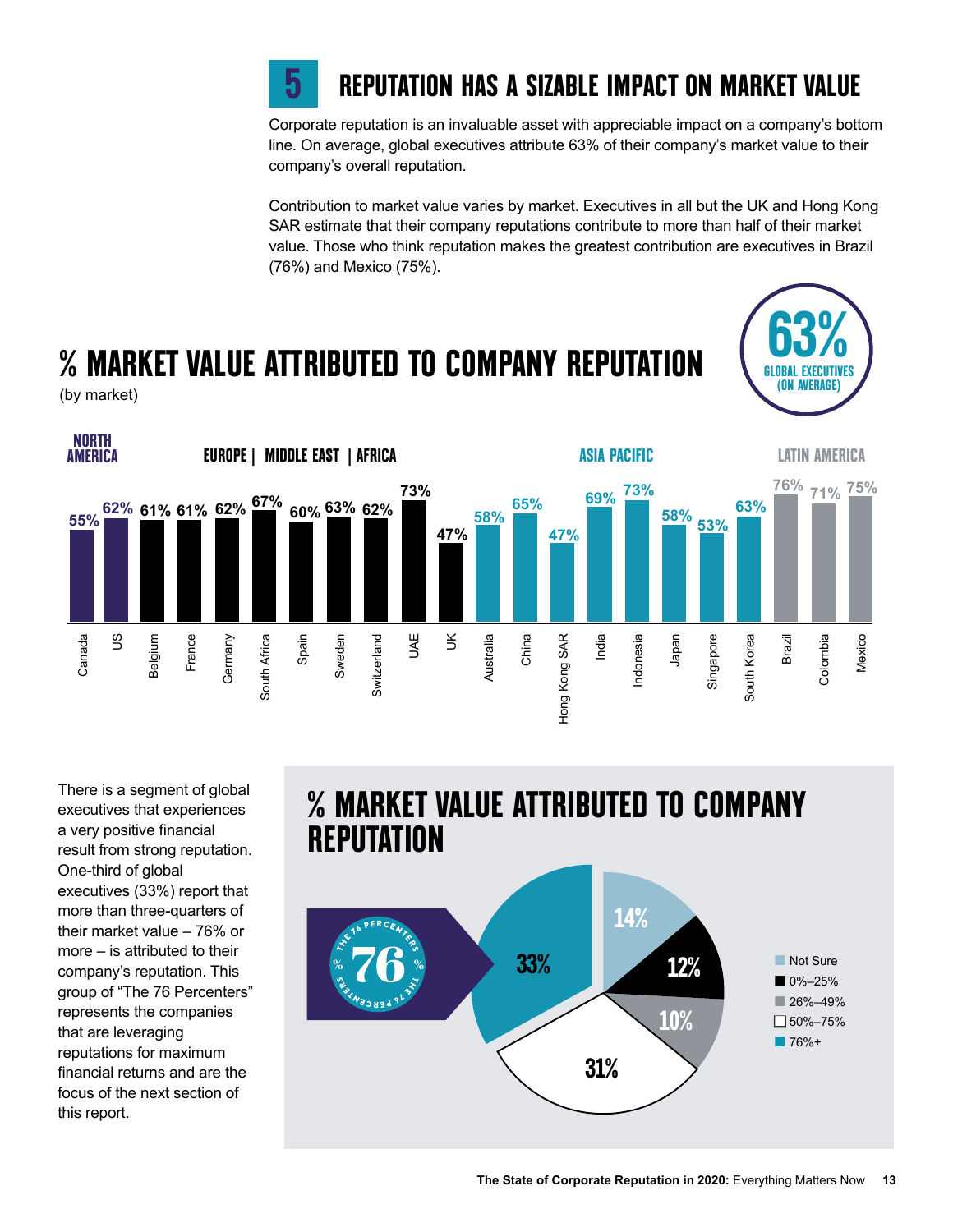## 5 REPUTATION HAS A SIZABLE IMPACT ON MARKET VALUE

Corporate reputation is an invaluable asset with appreciable impact on a company's bottom line. On average, global executives attribute 63% of their company's market value to their company's overall reputation.

Contribution to market value varies by market. Executives in all but the UK and Hong Kong SAR estimate that their company reputations contribute to more than half of their market value. Those who think reputation makes the greatest contribution are executives in Brazil (76%) and Mexico (75%).

## % MARKET VALUE ATTRIBUTED TO COMPANY REPUTATION

(by market)

**63%** GLOBAL EXECUTIVES (ON AVERAGE)

| Region | Market | % |
|---|---|---|
| North America | Canada | 55% |
| North America | US | 62% |
| Europe / Middle East / Africa | Belgium | 61% |
| Europe / Middle East / Africa | France | 61% |
| Europe / Middle East / Africa | Germany | 62% |
| Europe / Middle East / Africa | South Africa | 67% |
| Europe / Middle East / Africa | Spain | 60% |
| Europe / Middle East / Africa | Sweden | 63% |
| Europe / Middle East / Africa | Switzerland | 62% |
| Europe / Middle East / Africa | UAE | 73% |
| Europe / Middle East / Africa | UK | 47% |
| Asia Pacific | Australia | 58% |
| Asia Pacific | China | 65% |
| Asia Pacific | Hong Kong SAR | 47% |
| Asia Pacific | India | 69% |
| Asia Pacific | Indonesia | 73% |
| Asia Pacific | Japan | 58% |
| Asia Pacific | Singapore | 53% |
| Asia Pacific | South Korea | 63% |
| Latin America | Brazil | 76% |
| Latin America | Colombia | 71% |
| Latin America | Mexico | 75% |

There is a segment of global executives that experiences a very positive financial result from strong reputation. One-third of global executives (33%) report that more than three-quarters of their market value – 76% or more – is attributed to their company's reputation. This group of "The 76 Percenters" represents the companies that are leveraging reputations for maximum financial returns and are the focus of the next section of this report.

## % MARKET VALUE ATTRIBUTED TO COMPANY REPUTATION

| Response | % |
|---|---|
| Not Sure | 14% |
| 0%–25% | 12% |
| 26%–49% | 10% |
| 50%–75% | 31% |
| 76%+ | 33% |

THE 76 PERCENTERS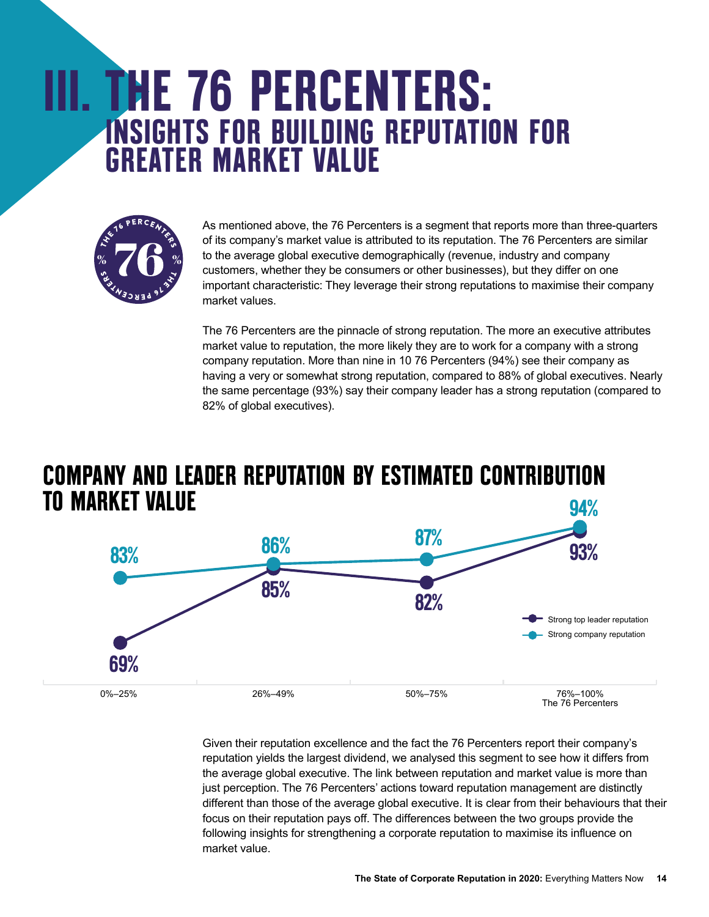# III. THE 76 PERCENTERS:

## INSIGHTS FOR BUILDING REPUTATION FOR GREATER MARKET VALUE

As mentioned above, the 76 Percenters is a segment that reports more than three-quarters of its company's market value is attributed to its reputation. The 76 Percenters are similar to the average global executive demographically (revenue, industry and company customers, whether they be consumers or other businesses), but they differ on one important characteristic: They leverage their strong reputations to maximise their company market values.

The 76 Percenters are the pinnacle of strong reputation. The more an executive attributes market value to reputation, the more likely they are to work for a company with a strong company reputation. More than nine in 10 76 Percenters (94%) see their company as having a very or somewhat strong reputation, compared to 88% of global executives. Nearly the same percentage (93%) say their company leader has a strong reputation (compared to 82% of global executives).

## COMPANY AND LEADER REPUTATION BY ESTIMATED CONTRIBUTION TO MARKET VALUE

| Estimated contribution to market value | Strong top leader reputation | Strong company reputation |
| --- | --- | --- |
| 0%–25% | 69% | 83% |
| 26%–49% | 85% | 86% |
| 50%–75% | 82% | 87% |
| 76%–100% The 76 Percenters | 93% | 94% |

Given their reputation excellence and the fact the 76 Percenters report their company's reputation yields the largest dividend, we analysed this segment to see how it differs from the average global executive. The link between reputation and market value is more than just perception. The 76 Percenters' actions toward reputation management are distinctly different than those of the average global executive. It is clear from their behaviours that their focus on their reputation pays off. The differences between the two groups provide the following insights for strengthening a corporate reputation to maximise its influence on market value.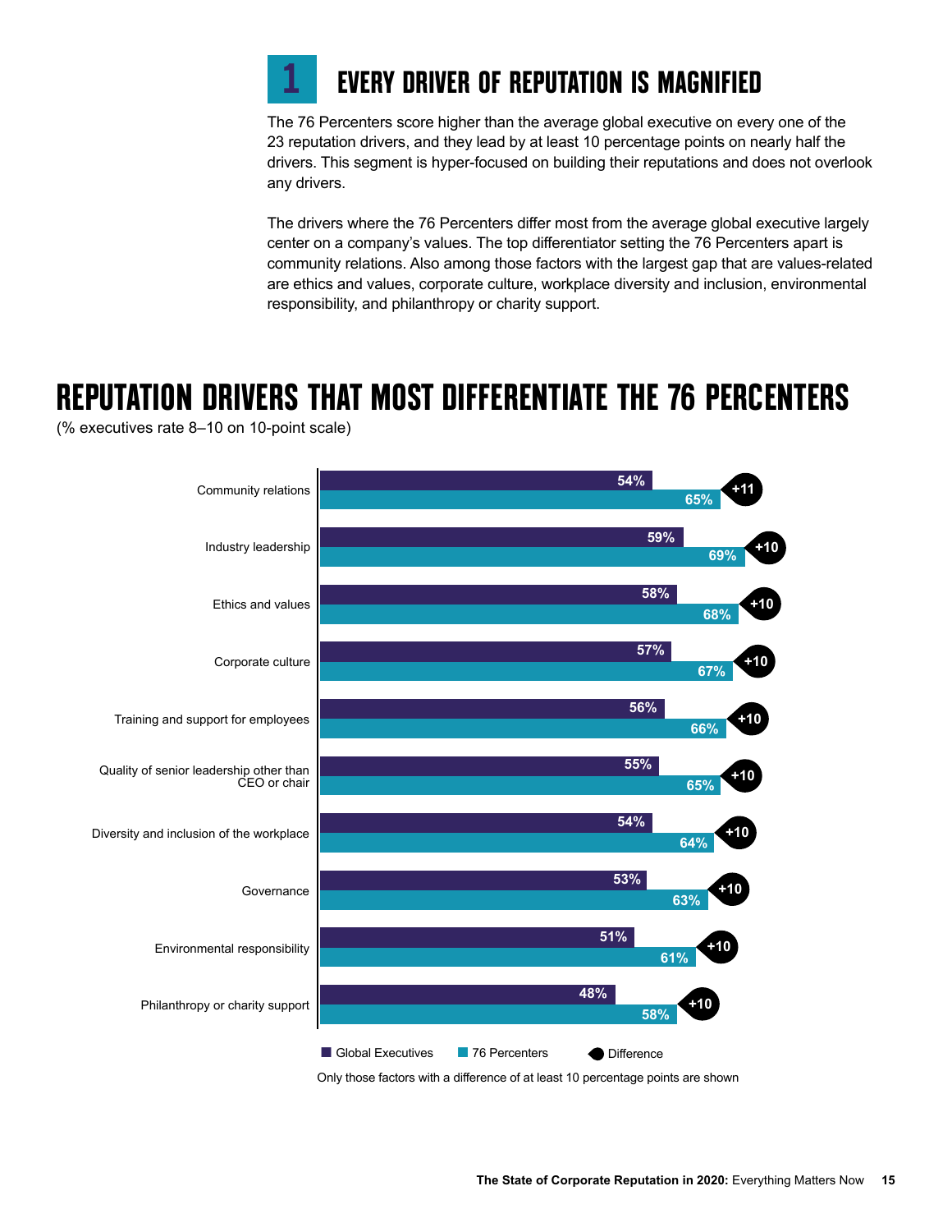# 1 EVERY DRIVER OF REPUTATION IS MAGNIFIED

The 76 Percenters score higher than the average global executive on every one of the 23 reputation drivers, and they lead by at least 10 percentage points on nearly half the drivers. This segment is hyper-focused on building their reputations and does not overlook any drivers.

The drivers where the 76 Percenters differ most from the average global executive largely center on a company's values. The top differentiator setting the 76 Percenters apart is community relations. Also among those factors with the largest gap that are values-related are ethics and values, corporate culture, workplace diversity and inclusion, environmental responsibility, and philanthropy or charity support.

## REPUTATION DRIVERS THAT MOST DIFFERENTIATE THE 76 PERCENTERS

(% executives rate 8–10 on 10-point scale)

| Driver | Global Executives | 76 Percenters | Difference |
|---|---|---|---|
| Community relations | 54% | 65% | +11 |
| Industry leadership | 59% | 69% | +10 |
| Ethics and values | 58% | 68% | +10 |
| Corporate culture | 57% | 67% | +10 |
| Training and support for employees | 56% | 66% | +10 |
| Quality of senior leadership other than CEO or chair | 55% | 65% | +10 |
| Diversity and inclusion of the workplace | 54% | 64% | +10 |
| Governance | 53% | 63% | +10 |
| Environmental responsibility | 51% | 61% | +10 |
| Philanthropy or charity support | 48% | 58% | +10 |

Only those factors with a difference of at least 10 percentage points are shown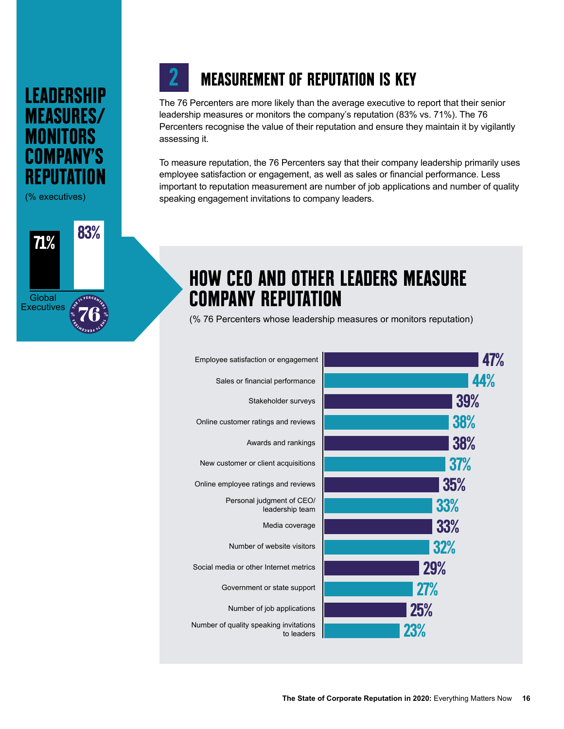## LEADERSHIP MEASURES/ MONITORS COMPANY'S REPUTATION

(% executives)

| Global Executives | The 76 Percenters |
|---|---|
| 71% | 83% |

## 2 MEASUREMENT OF REPUTATION IS KEY

The 76 Percenters are more likely than the average executive to report that their senior leadership measures or monitors the company's reputation (83% vs. 71%). The 76 Percenters recognise the value of their reputation and ensure they maintain it by vigilantly assessing it.

To measure reputation, the 76 Percenters say that their company leadership primarily uses employee satisfaction or engagement, as well as sales or financial performance. Less important to reputation measurement are number of job applications and number of quality speaking engagement invitations to company leaders.

## HOW CEO AND OTHER LEADERS MEASURE COMPANY REPUTATION

(% 76 Percenters whose leadership measures or monitors reputation)

| Measure | % |
|---|---|
| Employee satisfaction or engagement | 47% |
| Sales or financial performance | 44% |
| Stakeholder surveys | 39% |
| Online customer ratings and reviews | 38% |
| Awards and rankings | 38% |
| New customer or client acquisitions | 37% |
| Online employee ratings and reviews | 35% |
| Personal judgment of CEO/ leadership team | 33% |
| Media coverage | 33% |
| Number of website visitors | 32% |
| Social media or other Internet metrics | 29% |
| Government or state support | 27% |
| Number of job applications | 25% |
| Number of quality speaking invitations to leaders | 23% |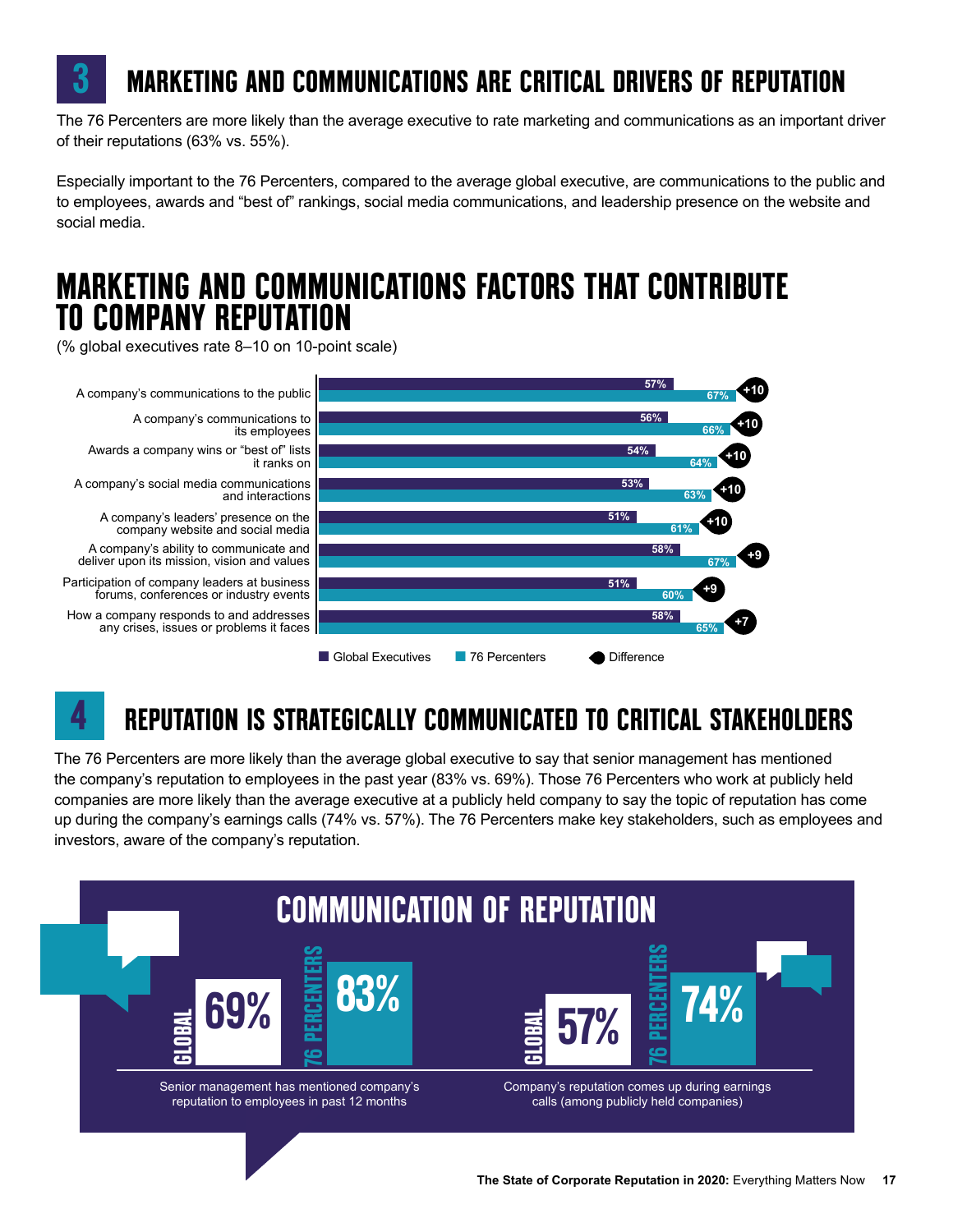## 3 MARKETING AND COMMUNICATIONS ARE CRITICAL DRIVERS OF REPUTATION

The 76 Percenters are more likely than the average executive to rate marketing and communications as an important driver of their reputations (63% vs. 55%).

Especially important to the 76 Percenters, compared to the average global executive, are communications to the public and to employees, awards and "best of" rankings, social media communications, and leadership presence on the website and social media.

## MARKETING AND COMMUNICATIONS FACTORS THAT CONTRIBUTE TO COMPANY REPUTATION

(% global executives rate 8–10 on 10-point scale)

| Factor | Global Executives | 76 Percenters | Difference |
|---|---|---|---|
| A company's communications to the public | 57% | 67% | +10 |
| A company's communications to its employees | 56% | 66% | +10 |
| Awards a company wins or "best of" lists it ranks on | 54% | 64% | +10 |
| A company's social media communications and interactions | 53% | 63% | +10 |
| A company's leaders' presence on the company website and social media | 51% | 61% | +10 |
| A company's ability to communicate and deliver upon its mission, vision and values | 58% | 67% | +9 |
| Participation of company leaders at business forums, conferences or industry events | 51% | 60% | +9 |
| How a company responds to and addresses any crises, issues or problems it faces | 58% | 65% | +7 |

## 4 REPUTATION IS STRATEGICALLY COMMUNICATED TO CRITICAL STAKEHOLDERS

The 76 Percenters are more likely than the average global executive to say that senior management has mentioned the company's reputation to employees in the past year (83% vs. 69%). Those 76 Percenters who work at publicly held companies are more likely than the average executive at a publicly held company to say the topic of reputation has come up during the company's earnings calls (74% vs. 57%). The 76 Percenters make key stakeholders, such as employees and investors, aware of the company's reputation.

## COMMUNICATION OF REPUTATION

| | Global | 76 Percenters |
|---|---|---|
| Senior management has mentioned company's reputation to employees in past 12 months | 69% | 83% |
| Company's reputation comes up during earnings calls (among publicly held companies) | 57% | 74% |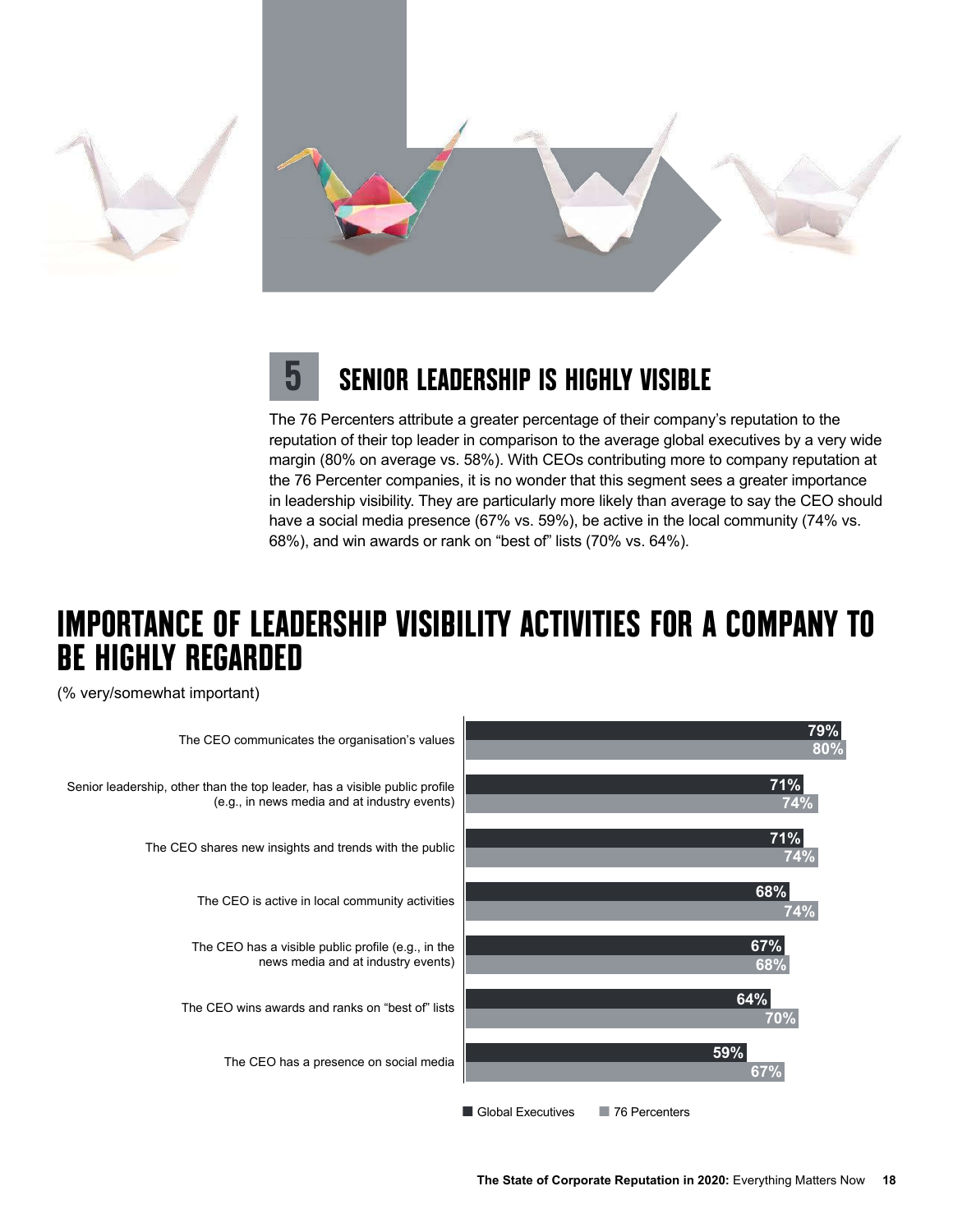## 5 SENIOR LEADERSHIP IS HIGHLY VISIBLE

The 76 Percenters attribute a greater percentage of their company's reputation to the reputation of their top leader in comparison to the average global executives by a very wide margin (80% on average vs. 58%). With CEOs contributing more to company reputation at the 76 Percenter companies, it is no wonder that this segment sees a greater importance in leadership visibility. They are particularly more likely than average to say the CEO should have a social media presence (67% vs. 59%), be active in the local community (74% vs. 68%), and win awards or rank on "best of" lists (70% vs. 64%).

## IMPORTANCE OF LEADERSHIP VISIBILITY ACTIVITIES FOR A COMPANY TO BE HIGHLY REGARDED

(% very/somewhat important)

| Activity | Global Executives | 76 Percenters |
|---|---|---|
| The CEO communicates the organisation's values | 79% | 80% |
| Senior leadership, other than the top leader, has a visible public profile (e.g., in news media and at industry events) | 71% | 74% |
| The CEO shares new insights and trends with the public | 71% | 74% |
| The CEO is active in local community activities | 68% | 74% |
| The CEO has a visible public profile (e.g., in the news media and at industry events) | 67% | 68% |
| The CEO wins awards and ranks on "best of" lists | 64% | 70% |
| The CEO has a presence on social media | 59% | 67% |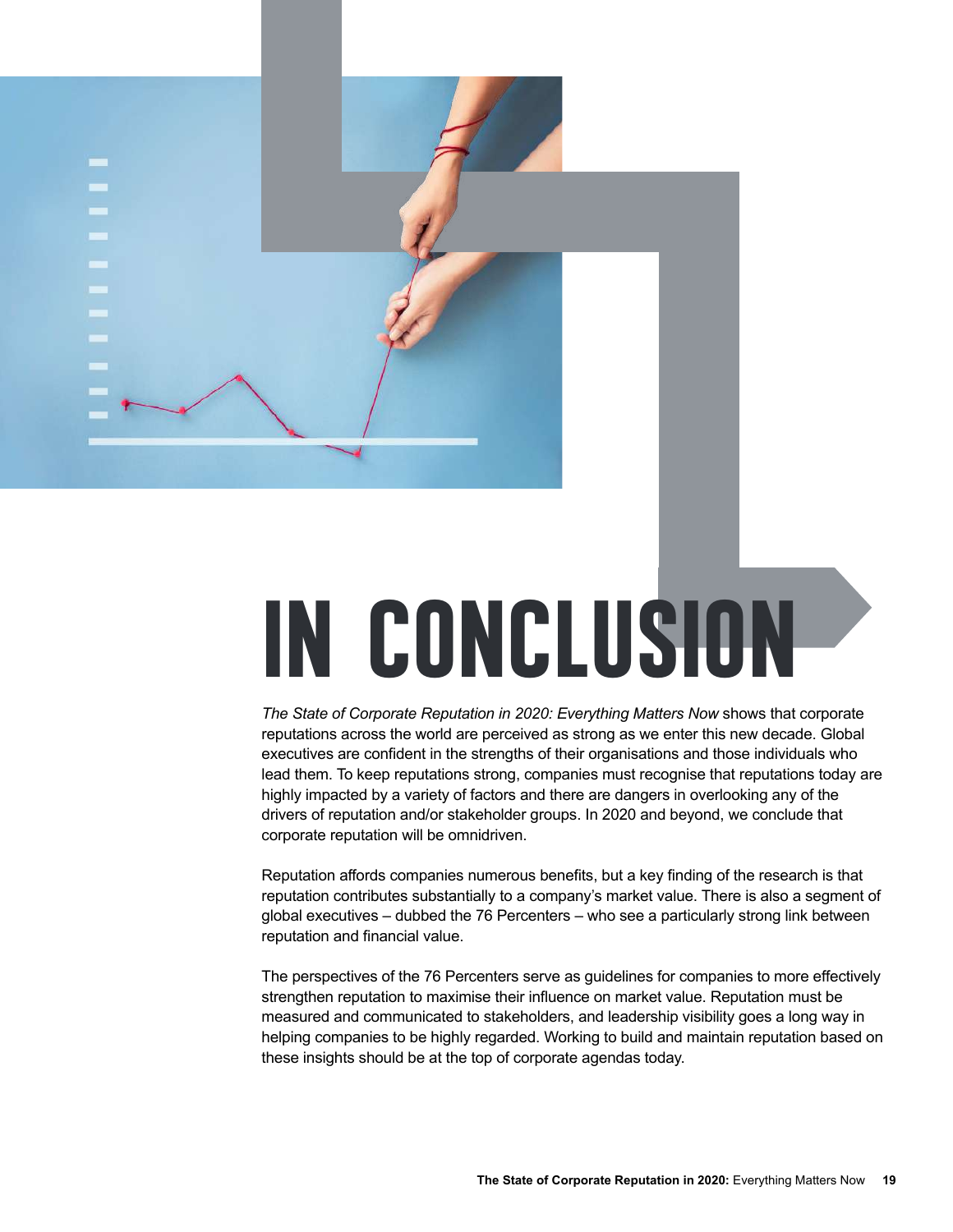# IN CONCLUSION

*The State of Corporate Reputation in 2020: Everything Matters Now* shows that corporate reputations across the world are perceived as strong as we enter this new decade. Global executives are confident in the strengths of their organisations and those individuals who lead them. To keep reputations strong, companies must recognise that reputations today are highly impacted by a variety of factors and there are dangers in overlooking any of the drivers of reputation and/or stakeholder groups. In 2020 and beyond, we conclude that corporate reputation will be omnidriven.

Reputation affords companies numerous benefits, but a key finding of the research is that reputation contributes substantially to a company's market value. There is also a segment of global executives – dubbed the 76 Percenters – who see a particularly strong link between reputation and financial value.

The perspectives of the 76 Percenters serve as guidelines for companies to more effectively strengthen reputation to maximise their influence on market value. Reputation must be measured and communicated to stakeholders, and leadership visibility goes a long way in helping companies to be highly regarded. Working to build and maintain reputation based on these insights should be at the top of corporate agendas today.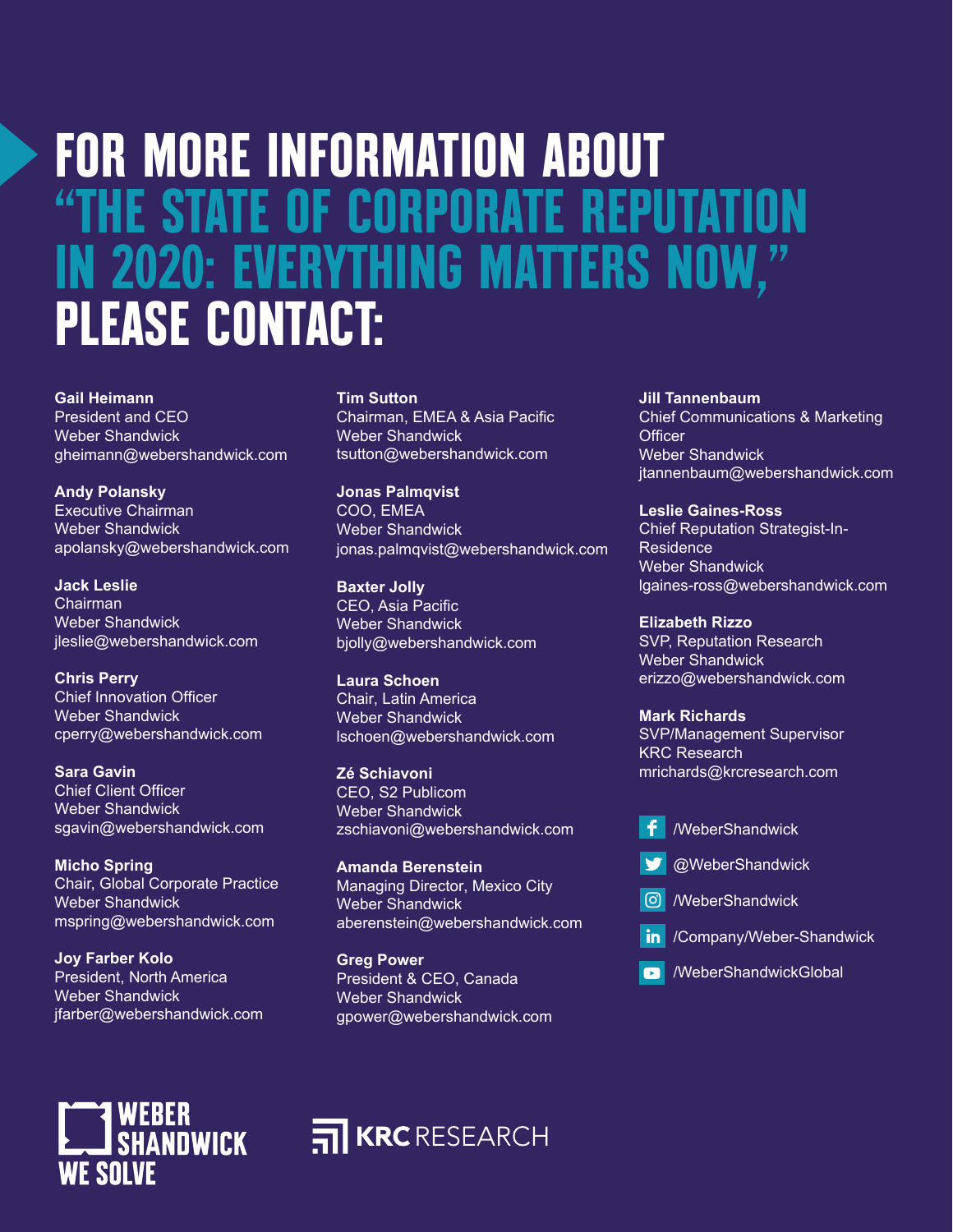# FOR MORE INFORMATION ABOUT "THE STATE OF CORPORATE REPUTATION IN 2020: EVERYTHING MATTERS NOW," PLEASE CONTACT:

**Gail Heimann**
President and CEO
Weber Shandwick
gheimann@webershandwick.com

**Andy Polansky**
Executive Chairman
Weber Shandwick
apolansky@webershandwick.com

**Jack Leslie**
Chairman
Weber Shandwick
jleslie@webershandwick.com

**Chris Perry**
Chief Innovation Officer
Weber Shandwick
cperry@webershandwick.com

**Sara Gavin**
Chief Client Officer
Weber Shandwick
sgavin@webershandwick.com

**Micho Spring**
Chair, Global Corporate Practice
Weber Shandwick
mspring@webershandwick.com

**Joy Farber Kolo**
President, North America
Weber Shandwick
jfarber@webershandwick.com

**Tim Sutton**
Chairman, EMEA & Asia Pacific
Weber Shandwick
tsutton@webershandwick.com

**Jonas Palmqvist**
COO, EMEA
Weber Shandwick
jonas.palmqvist@webershandwick.com

**Baxter Jolly**
CEO, Asia Pacific
Weber Shandwick
bjolly@webershandwick.com

**Laura Schoen**
Chair, Latin America
Weber Shandwick
lschoen@webershandwick.com

**Zé Schiavoni**
CEO, S2 Publicom
Weber Shandwick
zschiavoni@webershandwick.com

**Amanda Berenstein**
Managing Director, Mexico City
Weber Shandwick
aberenstein@webershandwick.com

**Greg Power**
President & CEO, Canada
Weber Shandwick
gpower@webershandwick.com

**Jill Tannenbaum**
Chief Communications & Marketing Officer
Weber Shandwick
jtannenbaum@webershandwick.com

**Leslie Gaines-Ross**
Chief Reputation Strategist-In-Residence
Weber Shandwick
lgaines-ross@webershandwick.com

**Elizabeth Rizzo**
SVP, Reputation Research
Weber Shandwick
erizzo@webershandwick.com

**Mark Richards**
SVP/Management Supervisor
KRC Research
mrichards@krcresearch.com

/WeberShandwick
@WeberShandwick
/WeberShandwick
/Company/Weber-Shandwick
/WeberShandwickGlobal

WEBER SHANDWICK
WE SOLVE

KRC RESEARCH